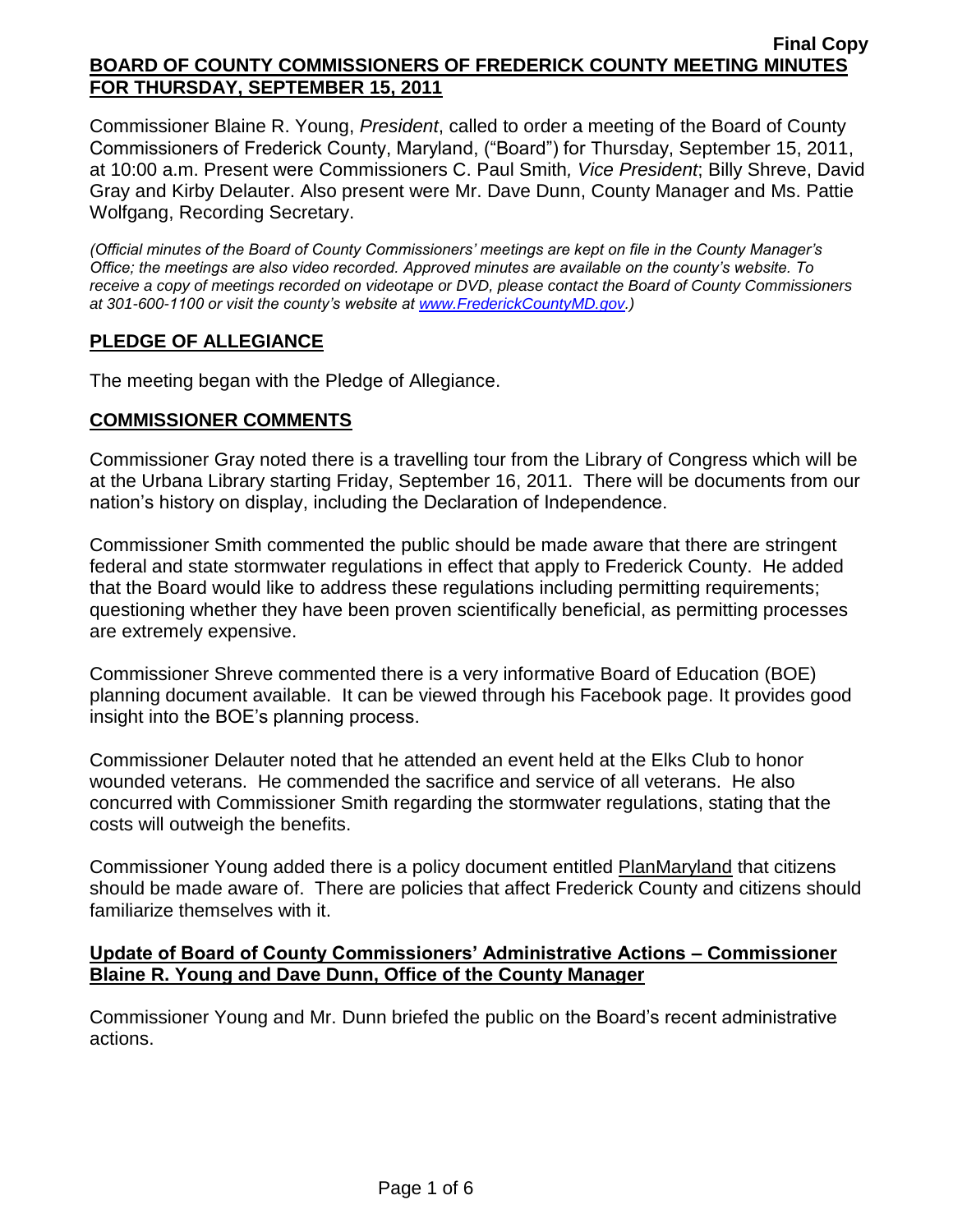**Final Copy**

**BOARD OF COUNTY COMMISSIONERS OF FREDERICK COUNTY MEETING MINUTES FOR THURSDAY, SEPTEMBER 15, 2011**

Commissioner Blaine R. Young, *President*, called to order a meeting of the Board of County Commissioners of Frederick County, Maryland, ("Board") for Thursday, September 15, 2011, at 10:00 a.m. Present were Commissioners C. Paul Smith*, Vice President*; Billy Shreve, David Gray and Kirby Delauter. Also present were Mr. Dave Dunn, County Manager and Ms. Pattie Wolfgang, Recording Secretary.

*(Official minutes of the Board of County Commissioners' meetings are kept on file in the County Manager's Office; the meetings are also video recorded. Approved minutes are available on the county's website. To receive a copy of meetings recorded on videotape or DVD, please contact the Board of County Commissioners at 301-600-1100 or visit the county's website at www.FrederickCountyMD.gov.)*

## PLEDGE OF ALLEGIANCE

The meeting began with the Pledge of Allegiance.

## COMMISSIONER COMMENTS

Commissioner Gray noted there is a travelling tour from the Library of Congress which will be at the Urbana Library starting Friday, September 16, 2011. There will be documents from our nation's history on display, including the Declaration of Independence.

Commissioner Smith commented the public should be made aware that there are stringent federal and state stormwater regulations in effect that apply to Frederick County. He added that the Board would like to address these regulations including permitting requirements; questioning whether they have been proven scientifically beneficial, as permitting processes are extremely expensive.

Commissioner Shreve commented there is a very informative Board of Education (BOE) planning document available. It can be viewed through his Facebook page. It provides good insight into the BOE's planning process.

Commissioner Delauter noted that he attended an event held at the Elks Club to honor wounded veterans. He commended the sacrifice and service of all veterans. He also concurred with Commissioner Smith regarding the stormwater regulations, stating that the costs will outweigh the benefits.

Commissioner Young added there is a policy document entitled PlanMaryland that citizens should be made aware of. There are policies that affect Frederick County and citizens should familiarize themselves with it.

### Update of Board of County Commissioners' Administrative Actions – Commissioner Blaine R. Young and Dave Dunn, Office of the County Manager

Commissioner Young and Mr. Dunn briefed the public on the Board's recent administrative actions.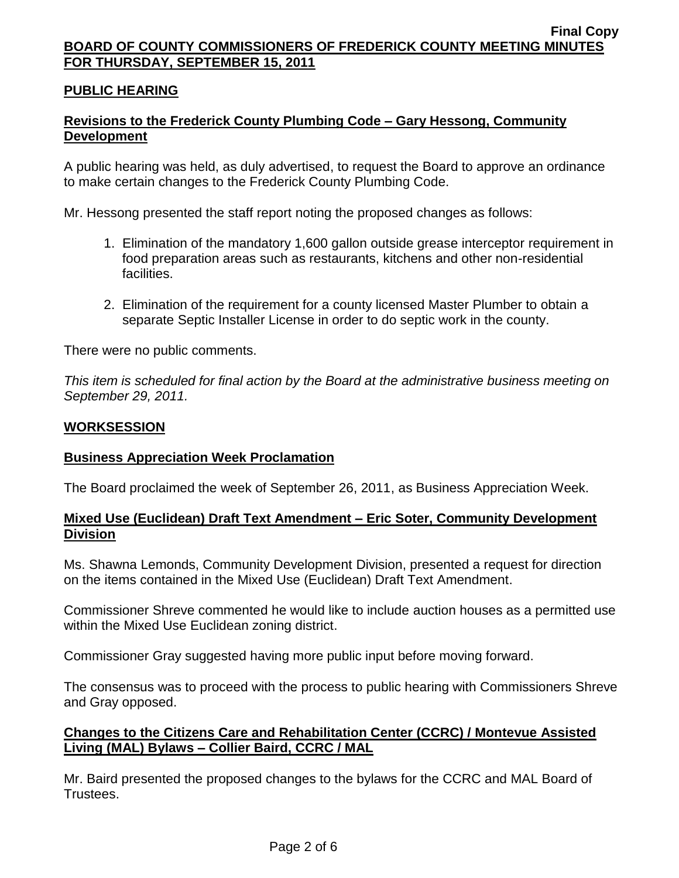## PUBLIC HEARING

### Revisions to the Frederick County Plumbing Code – Gary Hessong, Community Development

A public hearing was held, as duly advertised, to request the Board to approve an ordinance to make certain changes to the Frederick County Plumbing Code.

Mr. Hessong presented the staff report noting the proposed changes as follows:

1. Elimination of the mandatory 1,600 gallon outside grease interceptor requirement in food preparation areas such as restaurants, kitchens and other non-residential facilities.
2. Elimination of the requirement for a county licensed Master Plumber to obtain a separate Septic Installer License in order to do septic work in the county.

There were no public comments.

*This item is scheduled for final action by the Board at the administrative business meeting on September 29, 2011.*

## WORKSESSION

### Business Appreciation Week Proclamation

The Board proclaimed the week of September 26, 2011, as Business Appreciation Week.

### Mixed Use (Euclidean) Draft Text Amendment – Eric Soter, Community Development Division

Ms. Shawna Lemonds, Community Development Division, presented a request for direction on the items contained in the Mixed Use (Euclidean) Draft Text Amendment.

Commissioner Shreve commented he would like to include auction houses as a permitted use within the Mixed Use Euclidean zoning district.

Commissioner Gray suggested having more public input before moving forward.

The consensus was to proceed with the process to public hearing with Commissioners Shreve and Gray opposed.

### Changes to the Citizens Care and Rehabilitation Center (CCRC) / Montevue Assisted Living (MAL) Bylaws – Collier Baird, CCRC / MAL

Mr. Baird presented the proposed changes to the bylaws for the CCRC and MAL Board of Trustees.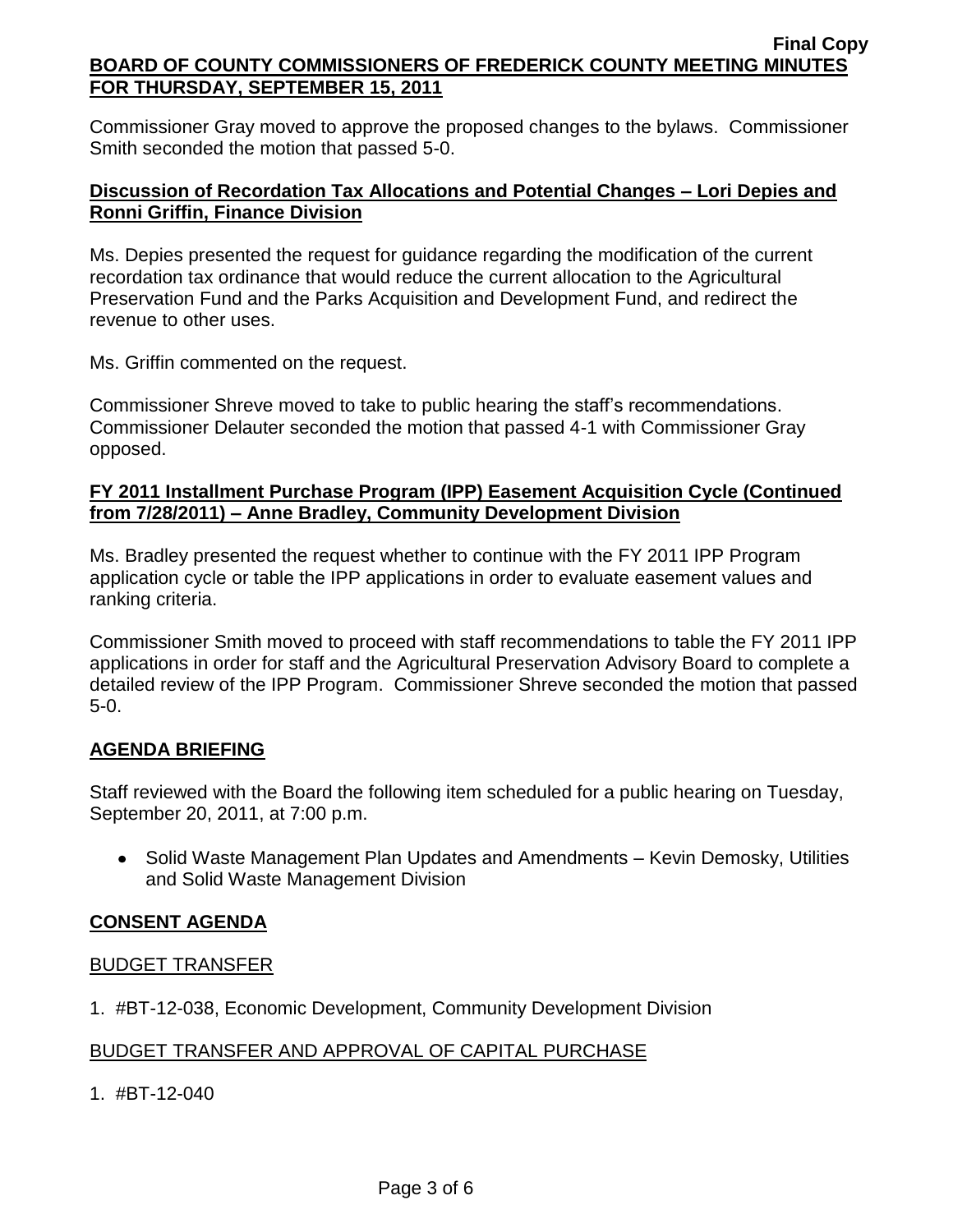Commissioner Gray moved to approve the proposed changes to the bylaws. Commissioner Smith seconded the motion that passed 5-0.

**Discussion of Recordation Tax Allocations and Potential Changes – Lori Depies and Ronni Griffin, Finance Division**

Ms. Depies presented the request for guidance regarding the modification of the current recordation tax ordinance that would reduce the current allocation to the Agricultural Preservation Fund and the Parks Acquisition and Development Fund, and redirect the revenue to other uses.

Ms. Griffin commented on the request.

Commissioner Shreve moved to take to public hearing the staff's recommendations. Commissioner Delauter seconded the motion that passed 4-1 with Commissioner Gray opposed.

**FY 2011 Installment Purchase Program (IPP) Easement Acquisition Cycle (Continued from 7/28/2011) – Anne Bradley, Community Development Division**

Ms. Bradley presented the request whether to continue with the FY 2011 IPP Program application cycle or table the IPP applications in order to evaluate easement values and ranking criteria.

Commissioner Smith moved to proceed with staff recommendations to table the FY 2011 IPP applications in order for staff and the Agricultural Preservation Advisory Board to complete a detailed review of the IPP Program. Commissioner Shreve seconded the motion that passed 5-0.

## AGENDA BRIEFING

Staff reviewed with the Board the following item scheduled for a public hearing on Tuesday, September 20, 2011, at 7:00 p.m.

- Solid Waste Management Plan Updates and Amendments – Kevin Demosky, Utilities and Solid Waste Management Division

## CONSENT AGENDA

BUDGET TRANSFER

1. #BT-12-038, Economic Development, Community Development Division

BUDGET TRANSFER AND APPROVAL OF CAPITAL PURCHASE

1. #BT-12-040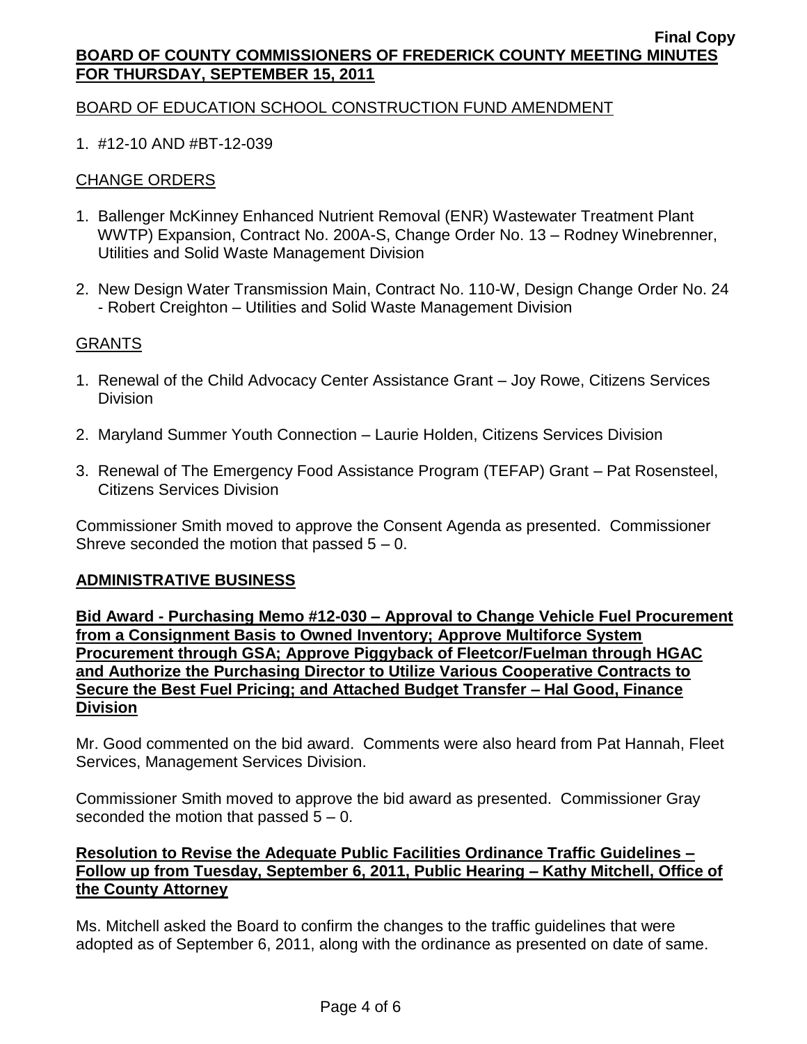BOARD OF EDUCATION SCHOOL CONSTRUCTION FUND AMENDMENT

1. #12-10 AND #BT-12-039

CHANGE ORDERS

1. Ballenger McKinney Enhanced Nutrient Removal (ENR) Wastewater Treatment Plant WWTP) Expansion, Contract No. 200A-S, Change Order No. 13 – Rodney Winebrenner, Utilities and Solid Waste Management Division
2. New Design Water Transmission Main, Contract No. 110-W, Design Change Order No. 24 - Robert Creighton – Utilities and Solid Waste Management Division

GRANTS

1. Renewal of the Child Advocacy Center Assistance Grant – Joy Rowe, Citizens Services Division
2. Maryland Summer Youth Connection – Laurie Holden, Citizens Services Division
3. Renewal of The Emergency Food Assistance Program (TEFAP) Grant – Pat Rosensteel, Citizens Services Division

Commissioner Smith moved to approve the Consent Agenda as presented. Commissioner Shreve seconded the motion that passed 5 – 0.

## ADMINISTRATIVE BUSINESS

**Bid Award - Purchasing Memo #12-030 – Approval to Change Vehicle Fuel Procurement from a Consignment Basis to Owned Inventory; Approve Multiforce System Procurement through GSA; Approve Piggyback of Fleetcor/Fuelman through HGAC and Authorize the Purchasing Director to Utilize Various Cooperative Contracts to Secure the Best Fuel Pricing; and Attached Budget Transfer – Hal Good, Finance Division**

Mr. Good commented on the bid award. Comments were also heard from Pat Hannah, Fleet Services, Management Services Division.

Commissioner Smith moved to approve the bid award as presented. Commissioner Gray seconded the motion that passed 5 – 0.

**Resolution to Revise the Adequate Public Facilities Ordinance Traffic Guidelines – Follow up from Tuesday, September 6, 2011, Public Hearing – Kathy Mitchell, Office of the County Attorney**

Ms. Mitchell asked the Board to confirm the changes to the traffic guidelines that were adopted as of September 6, 2011, along with the ordinance as presented on date of same.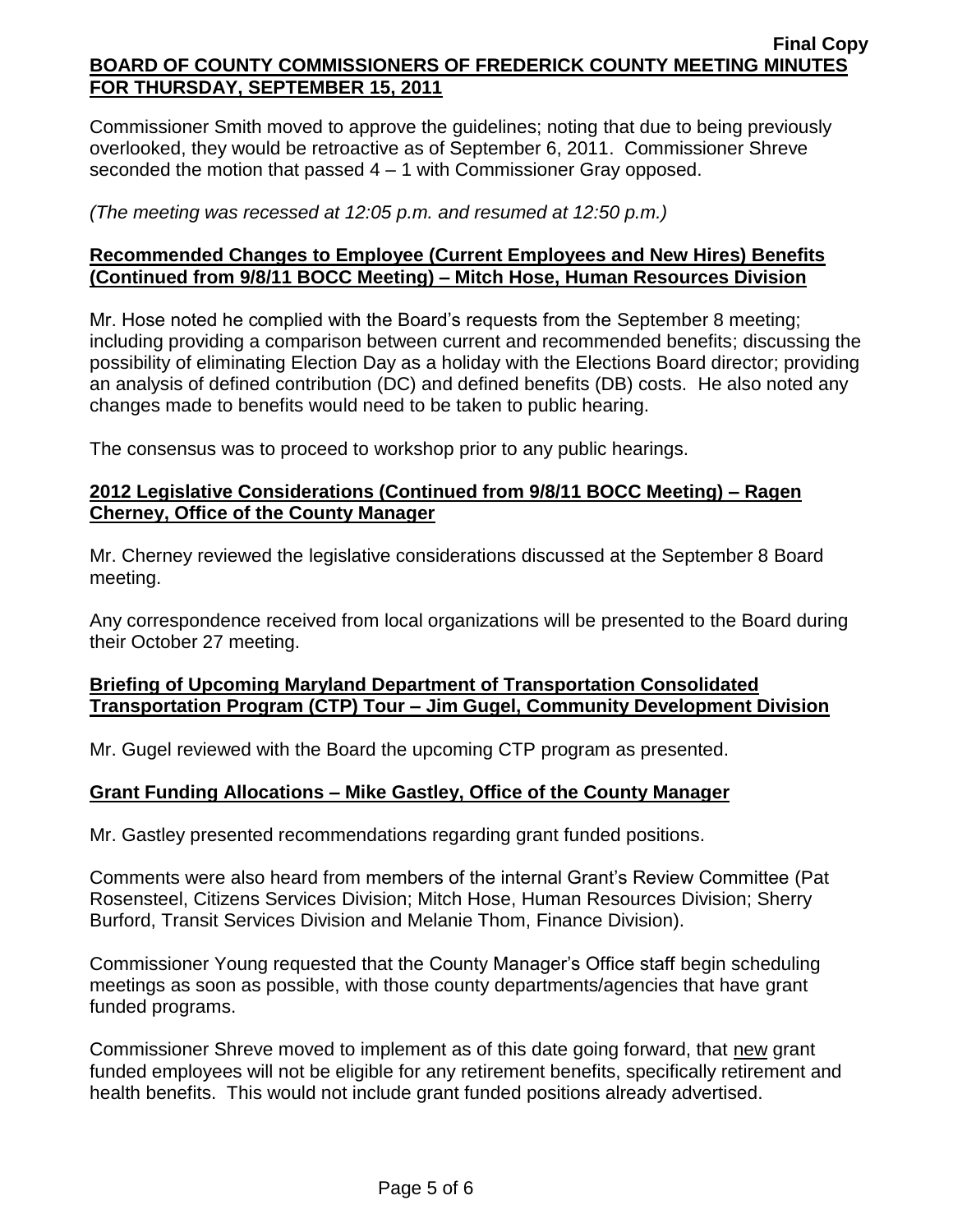Commissioner Smith moved to approve the guidelines; noting that due to being previously overlooked, they would be retroactive as of September 6, 2011. Commissioner Shreve seconded the motion that passed 4 – 1 with Commissioner Gray opposed.

*(The meeting was recessed at 12:05 p.m. and resumed at 12:50 p.m.)*

**Recommended Changes to Employee (Current Employees and New Hires) Benefits (Continued from 9/8/11 BOCC Meeting) – Mitch Hose, Human Resources Division**

Mr. Hose noted he complied with the Board's requests from the September 8 meeting; including providing a comparison between current and recommended benefits; discussing the possibility of eliminating Election Day as a holiday with the Elections Board director; providing an analysis of defined contribution (DC) and defined benefits (DB) costs. He also noted any changes made to benefits would need to be taken to public hearing.

The consensus was to proceed to workshop prior to any public hearings.

**2012 Legislative Considerations (Continued from 9/8/11 BOCC Meeting) – Ragen Cherney, Office of the County Manager**

Mr. Cherney reviewed the legislative considerations discussed at the September 8 Board meeting.

Any correspondence received from local organizations will be presented to the Board during their October 27 meeting.

**Briefing of Upcoming Maryland Department of Transportation Consolidated Transportation Program (CTP) Tour – Jim Gugel, Community Development Division**

Mr. Gugel reviewed with the Board the upcoming CTP program as presented.

**Grant Funding Allocations – Mike Gastley, Office of the County Manager**

Mr. Gastley presented recommendations regarding grant funded positions.

Comments were also heard from members of the internal Grant's Review Committee (Pat Rosensteel, Citizens Services Division; Mitch Hose, Human Resources Division; Sherry Burford, Transit Services Division and Melanie Thom, Finance Division).

Commissioner Young requested that the County Manager's Office staff begin scheduling meetings as soon as possible, with those county departments/agencies that have grant funded programs.

Commissioner Shreve moved to implement as of this date going forward, that new grant funded employees will not be eligible for any retirement benefits, specifically retirement and health benefits. This would not include grant funded positions already advertised.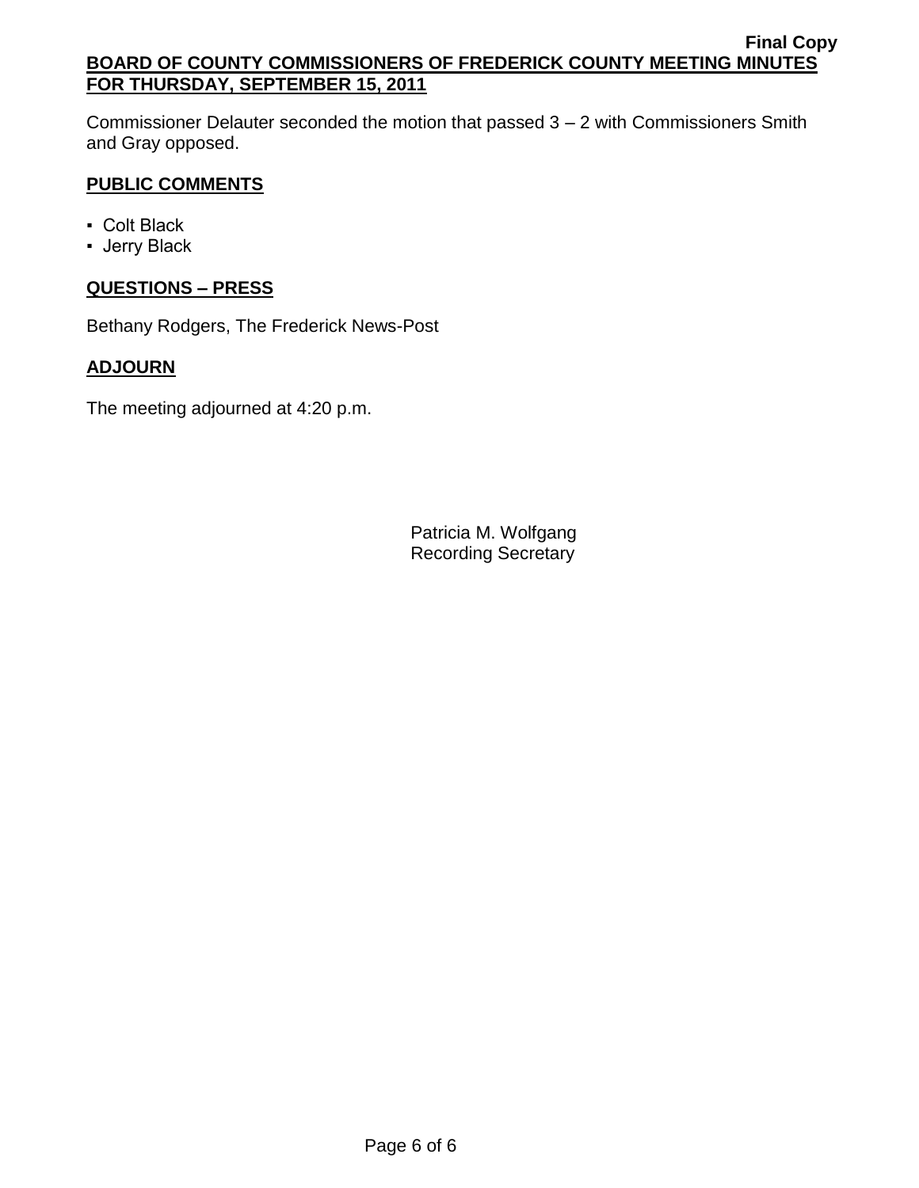Commissioner Delauter seconded the motion that passed 3 – 2 with Commissioners Smith and Gray opposed.

## PUBLIC COMMENTS

- Colt Black
- Jerry Black

## QUESTIONS – PRESS

Bethany Rodgers, The Frederick News-Post

## ADJOURN

The meeting adjourned at 4:20 p.m.

Patricia M. Wolfgang
Recording Secretary